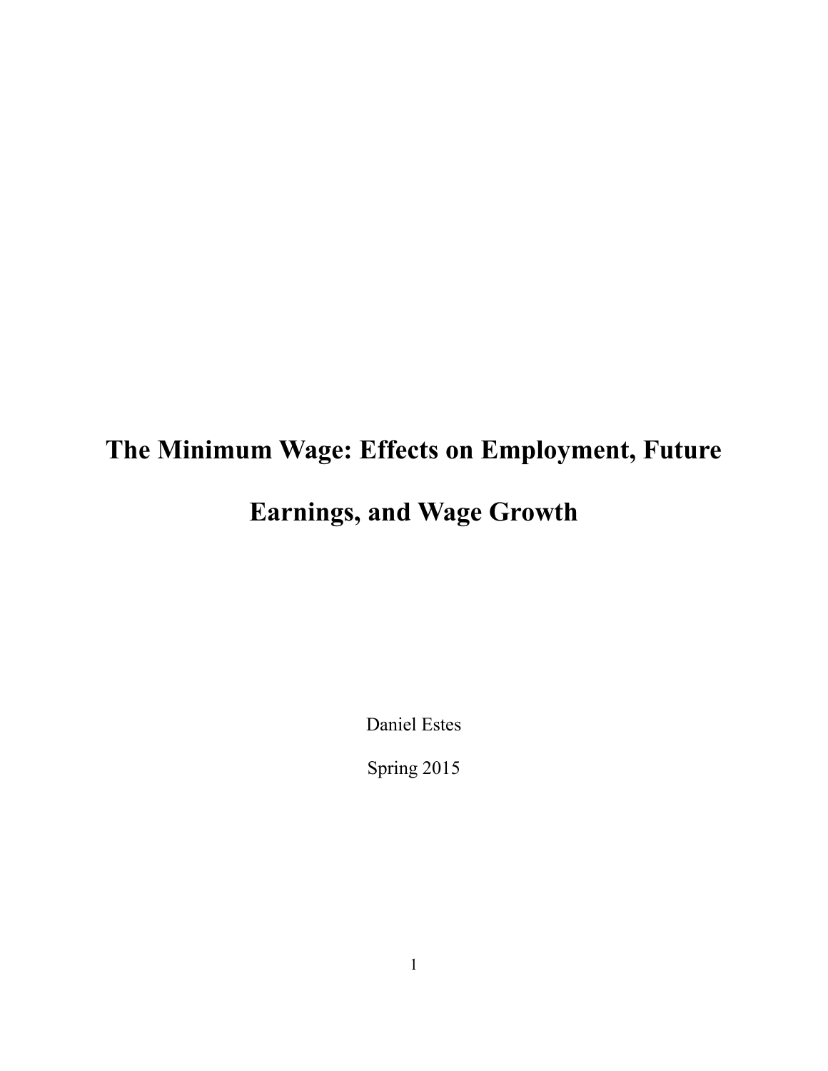# The Minimum Wage: Effects on Employment, Future Earnings, and Wage Growth

Daniel Estes

Spring 2015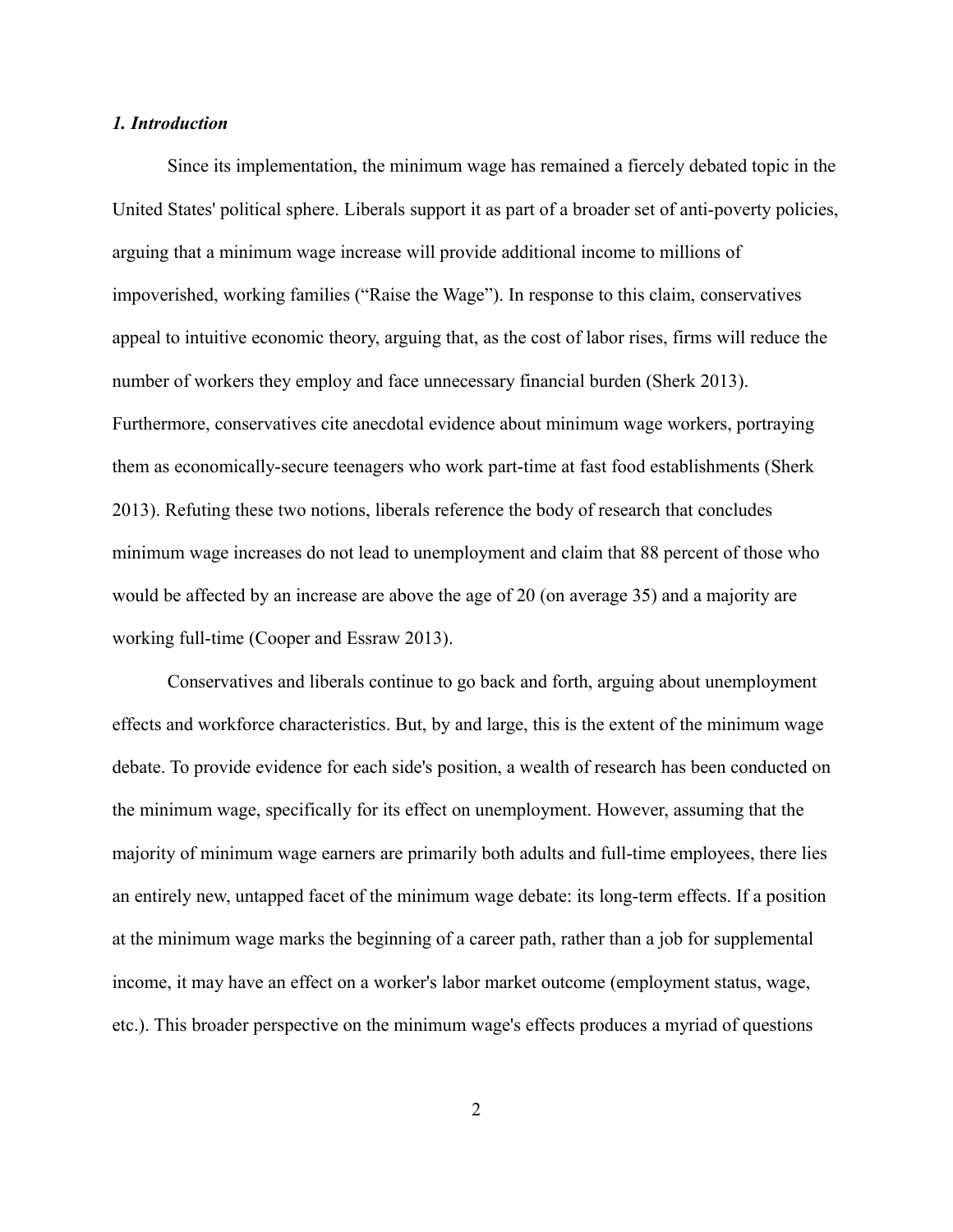### *1. Introduction*

Since its implementation, the minimum wage has remained a fiercely debated topic in the United States' political sphere. Liberals support it as part of a broader set of anti-poverty policies, arguing that a minimum wage increase will provide additional income to millions of impoverished, working families ("Raise the Wage"). In response to this claim, conservatives appeal to intuitive economic theory, arguing that, as the cost of labor rises, firms will reduce the number of workers they employ and face unnecessary financial burden (Sherk 2013). Furthermore, conservatives cite anecdotal evidence about minimum wage workers, portraying them as economically-secure teenagers who work part-time at fast food establishments (Sherk 2013). Refuting these two notions, liberals reference the body of research that concludes minimum wage increases do not lead to unemployment and claim that 88 percent of those who would be affected by an increase are above the age of 20 (on average 35) and a majority are working full-time (Cooper and Essraw 2013).

Conservatives and liberals continue to go back and forth, arguing about unemployment effects and workforce characteristics. But, by and large, this is the extent of the minimum wage debate. To provide evidence for each side's position, a wealth of research has been conducted on the minimum wage, specifically for its effect on unemployment. However, assuming that the majority of minimum wage earners are primarily both adults and full-time employees, there lies an entirely new, untapped facet of the minimum wage debate: its long-term effects. If a position at the minimum wage marks the beginning of a career path, rather than a job for supplemental income, it may have an effect on a worker's labor market outcome (employment status, wage, etc.). This broader perspective on the minimum wage's effects produces a myriad of questions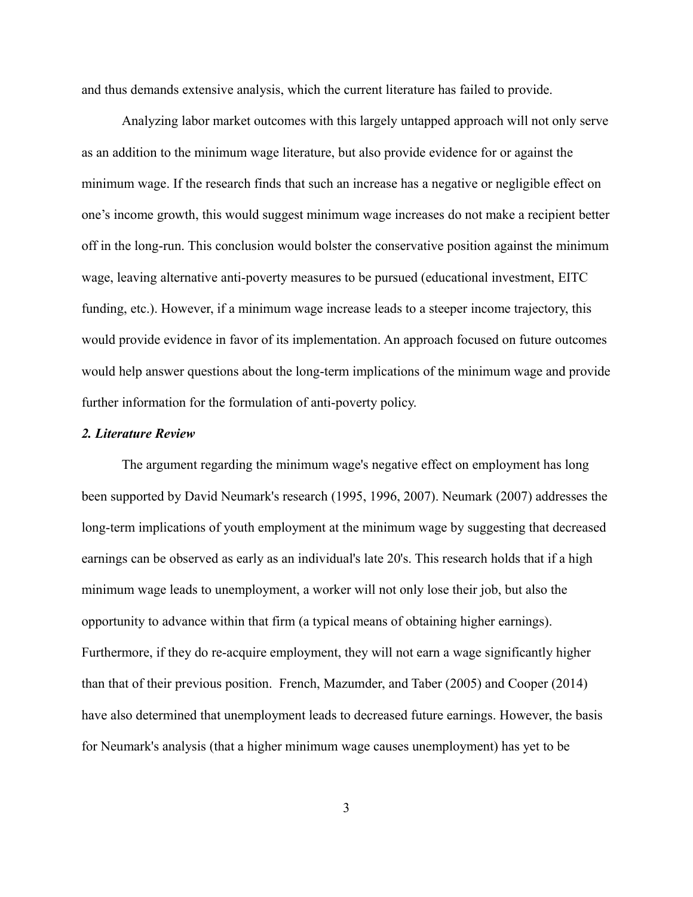and thus demands extensive analysis, which the current literature has failed to provide.

Analyzing labor market outcomes with this largely untapped approach will not only serve as an addition to the minimum wage literature, but also provide evidence for or against the minimum wage. If the research finds that such an increase has a negative or negligible effect on one's income growth, this would suggest minimum wage increases do not make a recipient better off in the long-run. This conclusion would bolster the conservative position against the minimum wage, leaving alternative anti-poverty measures to be pursued (educational investment, EITC funding, etc.). However, if a minimum wage increase leads to a steeper income trajectory, this would provide evidence in favor of its implementation. An approach focused on future outcomes would help answer questions about the long-term implications of the minimum wage and provide further information for the formulation of anti-poverty policy.

### *2. Literature Review*

The argument regarding the minimum wage's negative effect on employment has long been supported by David Neumark's research (1995, 1996, 2007). Neumark (2007) addresses the long-term implications of youth employment at the minimum wage by suggesting that decreased earnings can be observed as early as an individual's late 20's. This research holds that if a high minimum wage leads to unemployment, a worker will not only lose their job, but also the opportunity to advance within that firm (a typical means of obtaining higher earnings). Furthermore, if they do re-acquire employment, they will not earn a wage significantly higher than that of their previous position. French, Mazumder, and Taber (2005) and Cooper (2014) have also determined that unemployment leads to decreased future earnings. However, the basis for Neumark's analysis (that a higher minimum wage causes unemployment) has yet to be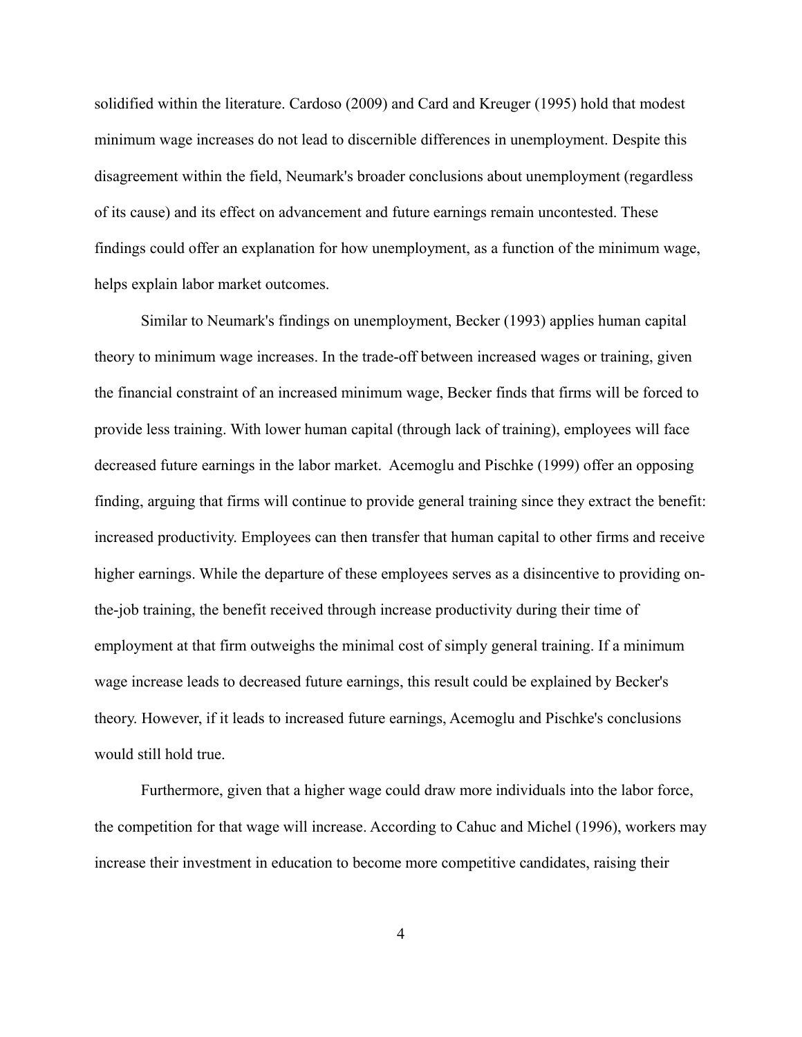solidified within the literature. Cardoso (2009) and Card and Kreuger (1995) hold that modest minimum wage increases do not lead to discernible differences in unemployment. Despite this disagreement within the field, Neumark's broader conclusions about unemployment (regardless of its cause) and its effect on advancement and future earnings remain uncontested. These findings could offer an explanation for how unemployment, as a function of the minimum wage, helps explain labor market outcomes.

Similar to Neumark's findings on unemployment, Becker (1993) applies human capital theory to minimum wage increases. In the trade-off between increased wages or training, given the financial constraint of an increased minimum wage, Becker finds that firms will be forced to provide less training. With lower human capital (through lack of training), employees will face decreased future earnings in the labor market. Acemoglu and Pischke (1999) offer an opposing finding, arguing that firms will continue to provide general training since they extract the benefit: increased productivity. Employees can then transfer that human capital to other firms and receive higher earnings. While the departure of these employees serves as a disincentive to providing on-the-job training, the benefit received through increase productivity during their time of employment at that firm outweighs the minimal cost of simply general training. If a minimum wage increase leads to decreased future earnings, this result could be explained by Becker's theory. However, if it leads to increased future earnings, Acemoglu and Pischke's conclusions would still hold true.

Furthermore, given that a higher wage could draw more individuals into the labor force, the competition for that wage will increase. According to Cahuc and Michel (1996), workers may increase their investment in education to become more competitive candidates, raising their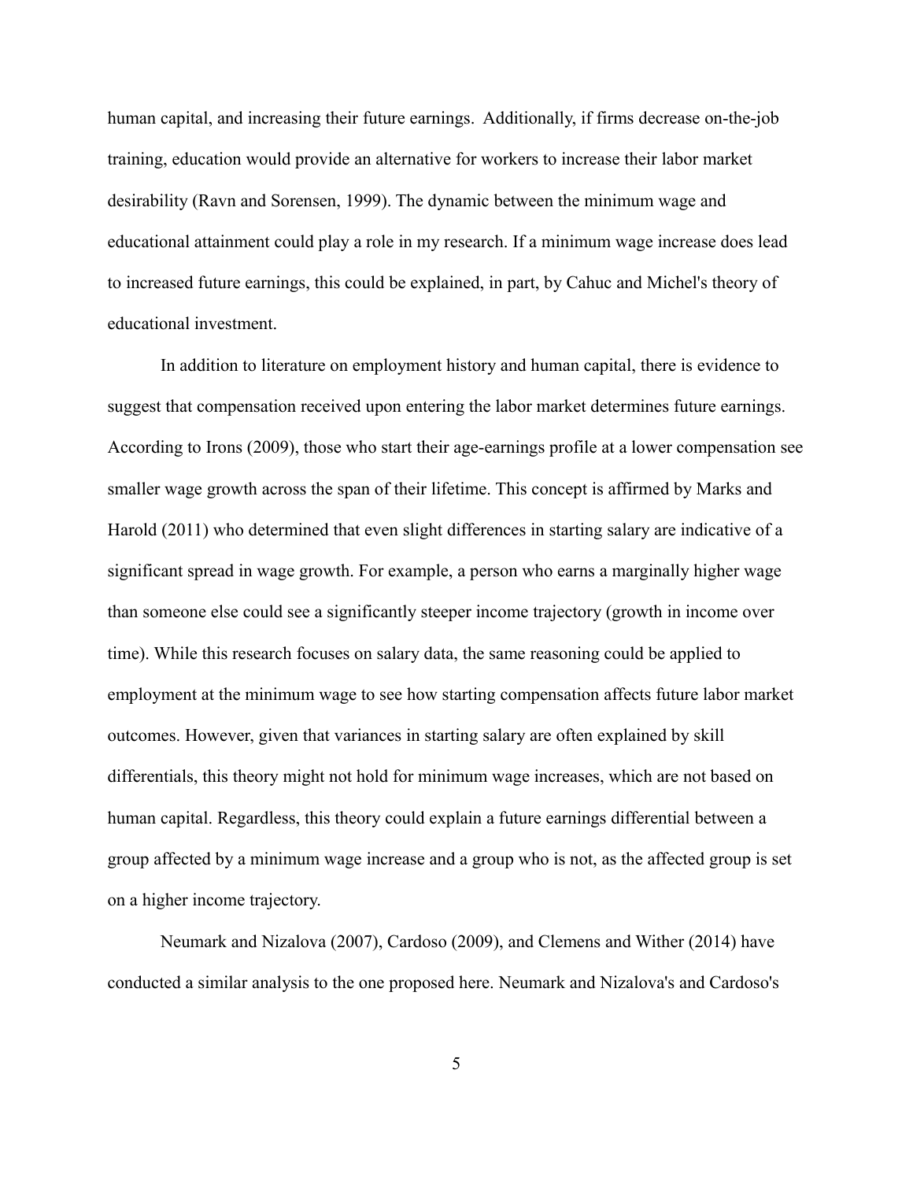human capital, and increasing their future earnings.  Additionally, if firms decrease on-the-job training, education would provide an alternative for workers to increase their labor market desirability (Ravn and Sorensen, 1999). The dynamic between the minimum wage and educational attainment could play a role in my research. If a minimum wage increase does lead to increased future earnings, this could be explained, in part, by Cahuc and Michel's theory of educational investment.

In addition to literature on employment history and human capital, there is evidence to suggest that compensation received upon entering the labor market determines future earnings. According to Irons (2009), those who start their age-earnings profile at a lower compensation see smaller wage growth across the span of their lifetime. This concept is affirmed by Marks and Harold (2011) who determined that even slight differences in starting salary are indicative of a significant spread in wage growth. For example, a person who earns a marginally higher wage than someone else could see a significantly steeper income trajectory (growth in income over time). While this research focuses on salary data, the same reasoning could be applied to employment at the minimum wage to see how starting compensation affects future labor market outcomes. However, given that variances in starting salary are often explained by skill differentials, this theory might not hold for minimum wage increases, which are not based on human capital. Regardless, this theory could explain a future earnings differential between a group affected by a minimum wage increase and a group who is not, as the affected group is set on a higher income trajectory.

Neumark and Nizalova (2007), Cardoso (2009), and Clemens and Wither (2014) have conducted a similar analysis to the one proposed here. Neumark and Nizalova's and Cardoso's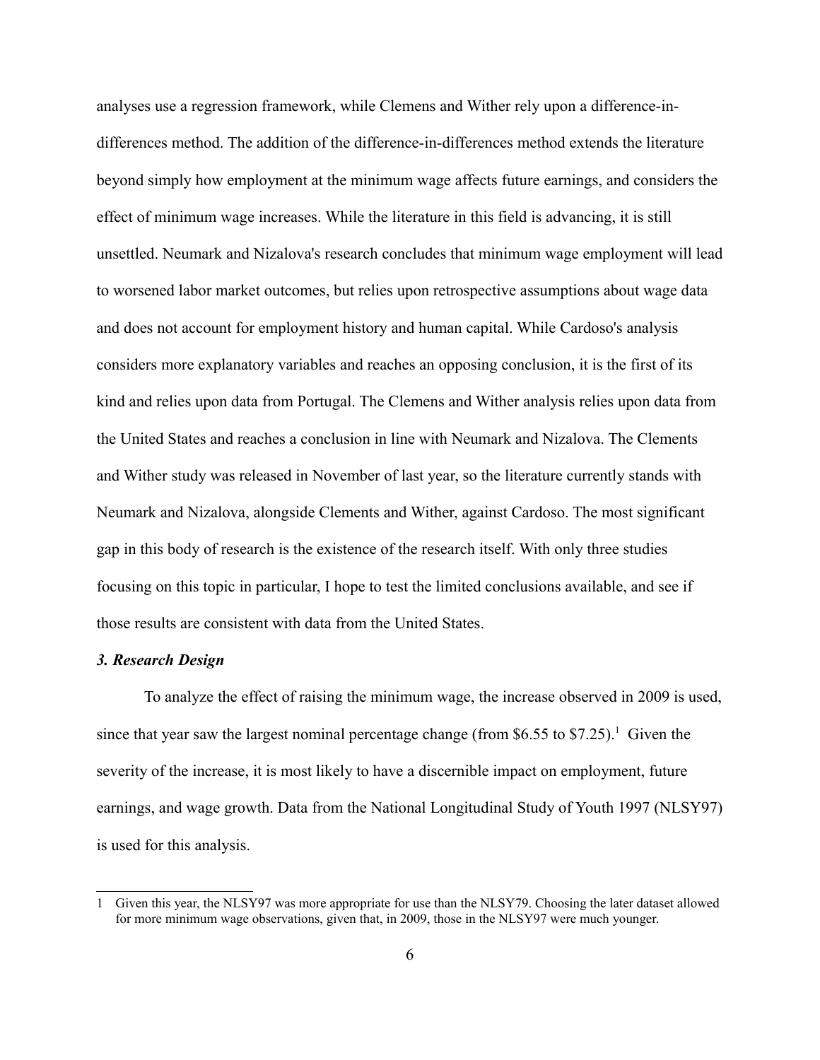analyses use a regression framework, while Clemens and Wither rely upon a difference-in-differences method. The addition of the difference-in-differences method extends the literature beyond simply how employment at the minimum wage affects future earnings, and considers the effect of minimum wage increases. While the literature in this field is advancing, it is still unsettled. Neumark and Nizalova's research concludes that minimum wage employment will lead to worsened labor market outcomes, but relies upon retrospective assumptions about wage data and does not account for employment history and human capital. While Cardoso's analysis considers more explanatory variables and reaches an opposing conclusion, it is the first of its kind and relies upon data from Portugal. The Clemens and Wither analysis relies upon data from the United States and reaches a conclusion in line with Neumark and Nizalova. The Clements and Wither study was released in November of last year, so the literature currently stands with Neumark and Nizalova, alongside Clements and Wither, against Cardoso. The most significant gap in this body of research is the existence of the research itself. With only three studies focusing on this topic in particular, I hope to test the limited conclusions available, and see if those results are consistent with data from the United States.

### *3. Research Design*

To analyze the effect of raising the minimum wage, the increase observed in 2009 is used, since that year saw the largest nominal percentage change (from \$6.55 to \$7.25).[1] Given the severity of the increase, it is most likely to have a discernible impact on employment, future earnings, and wage growth. Data from the National Longitudinal Study of Youth 1997 (NLSY97) is used for this analysis.

---

[1] Given this year, the NLSY97 was more appropriate for use than the NLSY79. Choosing the later dataset allowed for more minimum wage observations, given that, in 2009, those in the NLSY97 were much younger.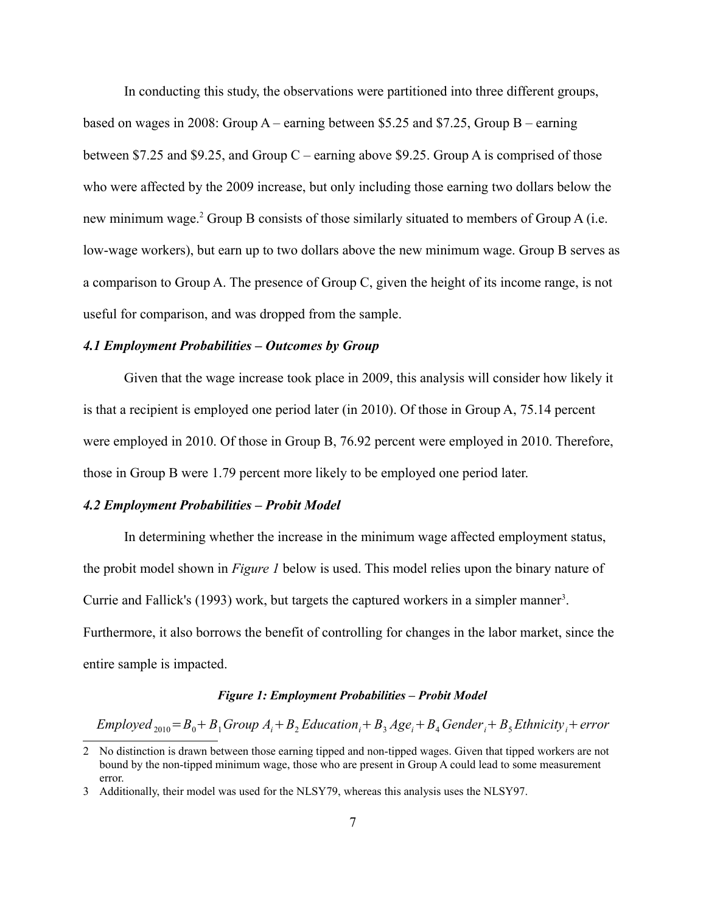In conducting this study, the observations were partitioned into three different groups, based on wages in 2008: Group A – earning between \$5.25 and \$7.25, Group B – earning between \$7.25 and \$9.25, and Group C – earning above \$9.25. Group A is comprised of those who were affected by the 2009 increase, but only including those earning two dollars below the new minimum wage.[2] Group B consists of those similarly situated to members of Group A (i.e. low-wage workers), but earn up to two dollars above the new minimum wage. Group B serves as a comparison to Group A. The presence of Group C, given the height of its income range, is not useful for comparison, and was dropped from the sample.

### *4.1 Employment Probabilities – Outcomes by Group*

Given that the wage increase took place in 2009, this analysis will consider how likely it is that a recipient is employed one period later (in 2010). Of those in Group A, 75.14 percent were employed in 2010. Of those in Group B, 76.92 percent were employed in 2010. Therefore, those in Group B were 1.79 percent more likely to be employed one period later.

### *4.2 Employment Probabilities – Probit Model*

In determining whether the increase in the minimum wage affected employment status, the probit model shown in *Figure 1* below is used. This model relies upon the binary nature of Currie and Fallick's (1993) work, but targets the captured workers in a simpler manner[3]. Furthermore, it also borrows the benefit of controlling for changes in the labor market, since the entire sample is impacted.

***Figure 1: Employment Probabilities – Probit Model***

$$Employed_{2010} = B_0 + B_1 Group\ A_i + B_2 Education_i + B_3 Age_i + B_4 Gender_i + B_5 Ethnicity_i + error$$

---

2 No distinction is drawn between those earning tipped and non-tipped wages. Given that tipped workers are not bound by the non-tipped minimum wage, those who are present in Group A could lead to some measurement error.

3 Additionally, their model was used for the NLSY79, whereas this analysis uses the NLSY97.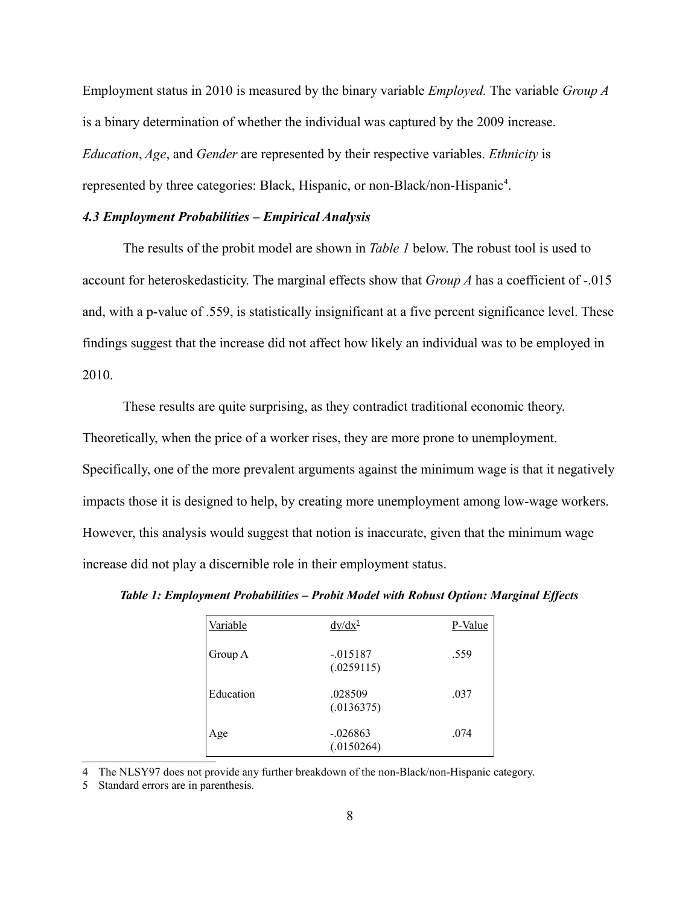Employment status in 2010 is measured by the binary variable *Employed.* The variable *Group A* is a binary determination of whether the individual was captured by the 2009 increase. *Education*, *Age*, and *Gender* are represented by their respective variables. *Ethnicity* is represented by three categories: Black, Hispanic, or non-Black/non-Hispanic[4].

### *4.3 Employment Probabilities – Empirical Analysis*

The results of the probit model are shown in *Table 1* below. The robust tool is used to account for heteroskedasticity. The marginal effects show that *Group A* has a coefficient of -.015 and, with a p-value of .559, is statistically insignificant at a five percent significance level. These findings suggest that the increase did not affect how likely an individual was to be employed in 2010.

These results are quite surprising, as they contradict traditional economic theory. Theoretically, when the price of a worker rises, they are more prone to unemployment. Specifically, one of the more prevalent arguments against the minimum wage is that it negatively impacts those it is designed to help, by creating more unemployment among low-wage workers. However, this analysis would suggest that notion is inaccurate, given that the minimum wage increase did not play a discernible role in their employment status.

***Table 1: Employment Probabilities – Probit Model with Robust Option: Marginal Effects***

| Variable | dy/dx[5] | P-Value |
|---|---|---|
| Group A | -.015187 (.0259115) | .559 |
| Education | .028509 (.0136375) | .037 |
| Age | -.026863 (.0150264) | .074 |

4 The NLSY97 does not provide any further breakdown of the non-Black/non-Hispanic category.

5 Standard errors are in parenthesis.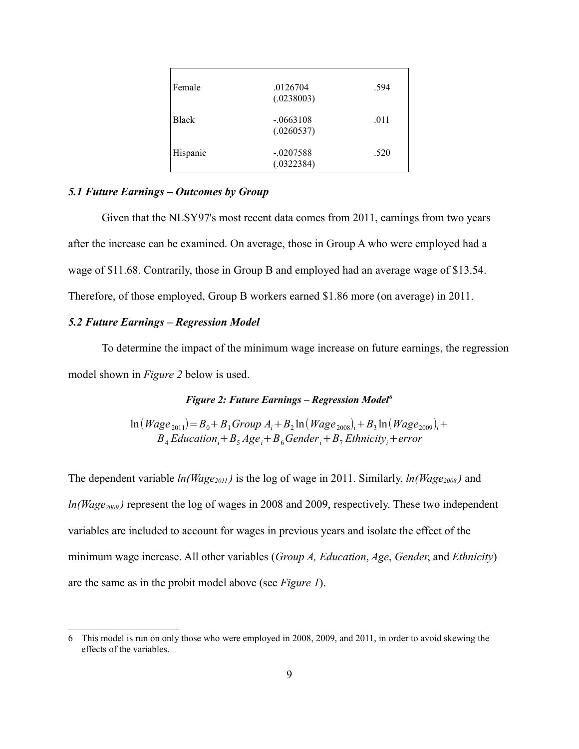| | | |
|---|---|---|
| Female | .0126704<br>(.0238003) | .594 |
| Black | -.0663108<br>(.0260537) | .011 |
| Hispanic | -.0207588<br>(.0322384) | .520 |

### *5.1 Future Earnings – Outcomes by Group*

Given that the NLSY97's most recent data comes from 2011, earnings from two years after the increase can be examined. On average, those in Group A who were employed had a wage of $11.68. Contrarily, those in Group B and employed had an average wage of $13.54. Therefore, of those employed, Group B workers earned $1.86 more (on average) in 2011.

### *5.2 Future Earnings – Regression Model*

To determine the impact of the minimum wage increase on future earnings, the regression model shown in *Figure 2* below is used.

***Figure 2: Future Earnings – Regression Model***[6]

$$\ln(Wage_{2011}) = B_0 + B_1 Group\ A_i + B_2 \ln(Wage_{2008})_i + B_3 \ln(Wage_{2009})_i + B_4 Education_i + B_5 Age_i + B_6 Gender_i + B_7 Ethnicity_i + error$$

The dependent variable $ln(Wage_{2011})$ is the log of wage in 2011. Similarly, $ln(Wage_{2008})$ and $ln(Wage_{2009})$ represent the log of wages in 2008 and 2009, respectively. These two independent variables are included to account for wages in previous years and isolate the effect of the minimum wage increase. All other variables (*Group A, Education*, *Age*, *Gender*, and *Ethnicity*) are the same as in the probit model above (see *Figure 1*).

6 This model is run on only those who were employed in 2008, 2009, and 2011, in order to avoid skewing the effects of the variables.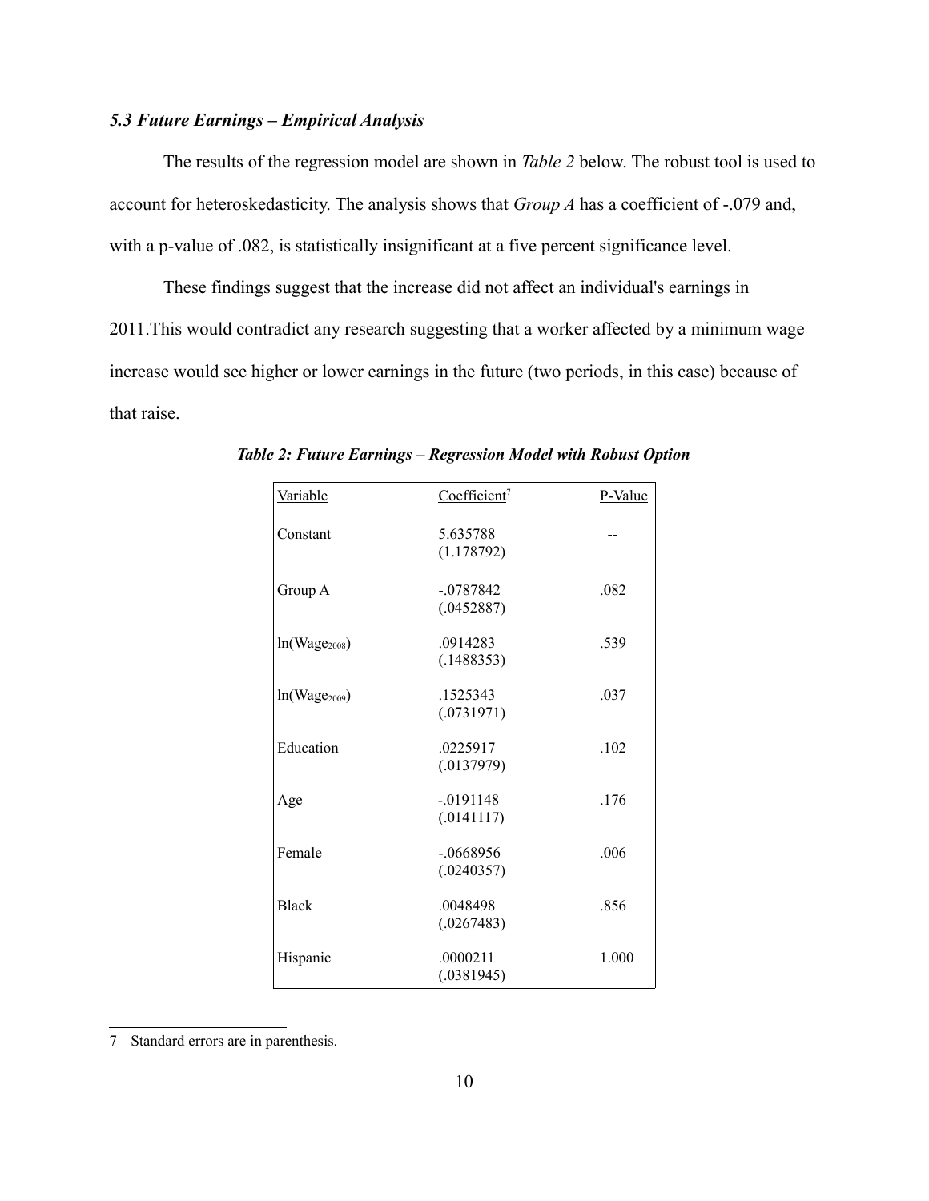### *5.3 Future Earnings – Empirical Analysis*

The results of the regression model are shown in *Table 2* below. The robust tool is used to account for heteroskedasticity. The analysis shows that *Group A* has a coefficient of -.079 and, with a p-value of .082, is statistically insignificant at a five percent significance level.

These findings suggest that the increase did not affect an individual's earnings in 2011.This would contradict any research suggesting that a worker affected by a minimum wage increase would see higher or lower earnings in the future (two periods, in this case) because of that raise.

***Table 2: Future Earnings – Regression Model with Robust Option***

| Variable | Coefficient[7] | P-Value |
|---|---|---|
| Constant | 5.635788 (1.178792) | -- |
| Group A | -.0787842 (.0452887) | .082 |
| $\ln(Wage_{2008})$ | .0914283 (.1488353) | .539 |
| $\ln(Wage_{2009})$ | .1525343 (.0731971) | .037 |
| Education | .0225917 (.0137979) | .102 |
| Age | -.0191148 (.0141117) | .176 |
| Female | -.0668956 (.0240357) | .006 |
| Black | .0048498 (.0267483) | .856 |
| Hispanic | .0000211 (.0381945) | 1.000 |

7 Standard errors are in parenthesis.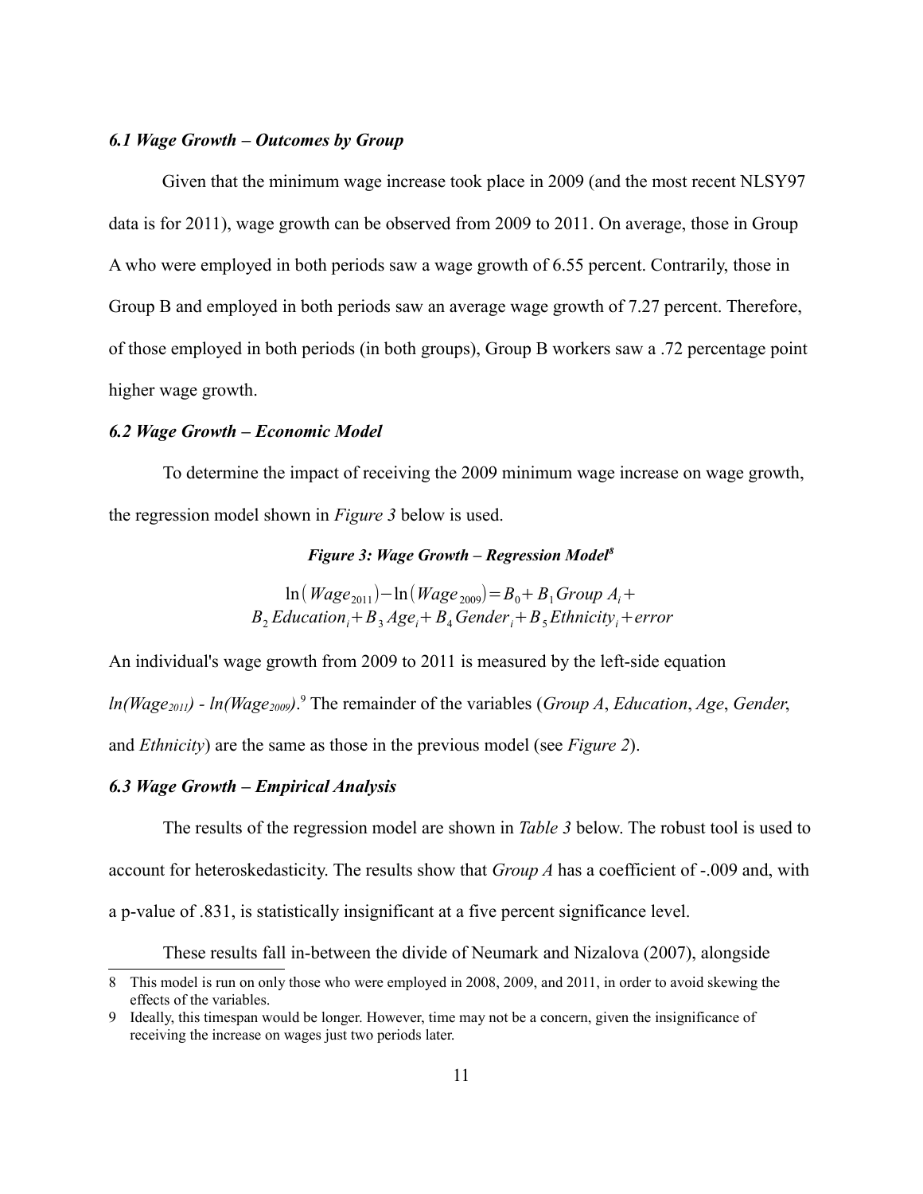### *6.1 Wage Growth – Outcomes by Group*

Given that the minimum wage increase took place in 2009 (and the most recent NLSY97 data is for 2011), wage growth can be observed from 2009 to 2011. On average, those in Group A who were employed in both periods saw a wage growth of 6.55 percent. Contrarily, those in Group B and employed in both periods saw an average wage growth of 7.27 percent. Therefore, of those employed in both periods (in both groups), Group B workers saw a .72 percentage point higher wage growth.

### *6.2 Wage Growth – Economic Model*

To determine the impact of receiving the 2009 minimum wage increase on wage growth, the regression model shown in *Figure 3* below is used.

***Figure 3: Wage Growth – Regression Model***[8]

$$\ln(Wage_{2011}) - \ln(Wage_{2009}) = B_0 + B_1 Group\ A_i + B_2 Education_i + B_3 Age_i + B_4 Gender_i + B_5 Ethnicity_i + error$$

An individual's wage growth from 2009 to 2011 is measured by the left-side equation $ln(Wage_{2011})$ - $ln(Wage_{2009})$.[9] The remainder of the variables (*Group A*, *Education*, *Age*, *Gender*, and *Ethnicity*) are the same as those in the previous model (see *Figure 2*).

### *6.3 Wage Growth – Empirical Analysis*

The results of the regression model are shown in *Table 3* below. The robust tool is used to account for heteroskedasticity. The results show that *Group A* has a coefficient of -.009 and, with a p-value of .831, is statistically insignificant at a five percent significance level.

These results fall in-between the divide of Neumark and Nizalova (2007), alongside

---

8 This model is run on only those who were employed in 2008, 2009, and 2011, in order to avoid skewing the effects of the variables.

9 Ideally, this timespan would be longer. However, time may not be a concern, given the insignificance of receiving the increase on wages just two periods later.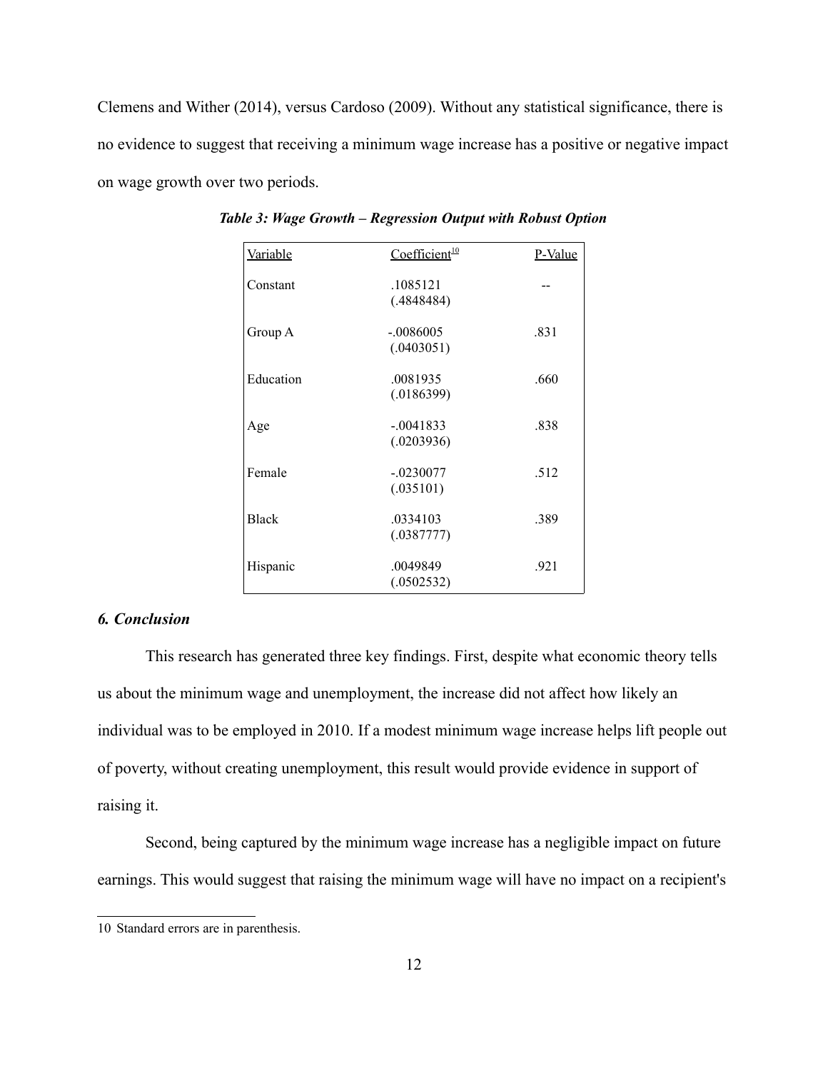Clemens and Wither (2014), versus Cardoso (2009). Without any statistical significance, there is no evidence to suggest that receiving a minimum wage increase has a positive or negative impact on wage growth over two periods.

***Table 3: Wage Growth – Regression Output with Robust Option***

| Variable | Coefficient[10] | P-Value |
|---|---|---|
| Constant | .1085121 (.4848484) | -- |
| Group A | -.0086005 (.0403051) | .831 |
| Education | .0081935 (.0186399) | .660 |
| Age | -.0041833 (.0203936) | .838 |
| Female | -.0230077 (.035101) | .512 |
| Black | .0334103 (.0387777) | .389 |
| Hispanic | .0049849 (.0502532) | .921 |

### *6. Conclusion*

This research has generated three key findings. First, despite what economic theory tells us about the minimum wage and unemployment, the increase did not affect how likely an individual was to be employed in 2010. If a modest minimum wage increase helps lift people out of poverty, without creating unemployment, this result would provide evidence in support of raising it.

Second, being captured by the minimum wage increase has a negligible impact on future earnings. This would suggest that raising the minimum wage will have no impact on a recipient's

10 Standard errors are in parenthesis.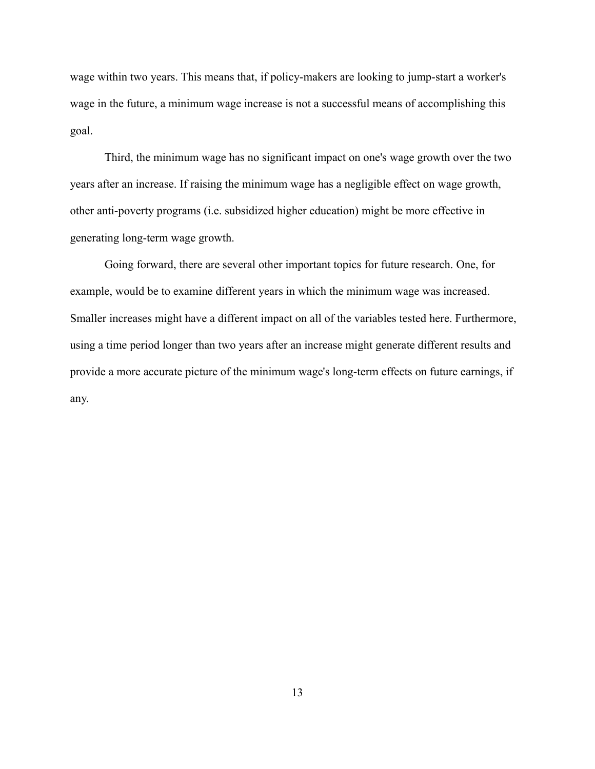wage within two years. This means that, if policy-makers are looking to jump-start a worker's wage in the future, a minimum wage increase is not a successful means of accomplishing this goal.

Third, the minimum wage has no significant impact on one's wage growth over the two years after an increase. If raising the minimum wage has a negligible effect on wage growth, other anti-poverty programs (i.e. subsidized higher education) might be more effective in generating long-term wage growth.

Going forward, there are several other important topics for future research. One, for example, would be to examine different years in which the minimum wage was increased. Smaller increases might have a different impact on all of the variables tested here. Furthermore, using a time period longer than two years after an increase might generate different results and provide a more accurate picture of the minimum wage's long-term effects on future earnings, if any.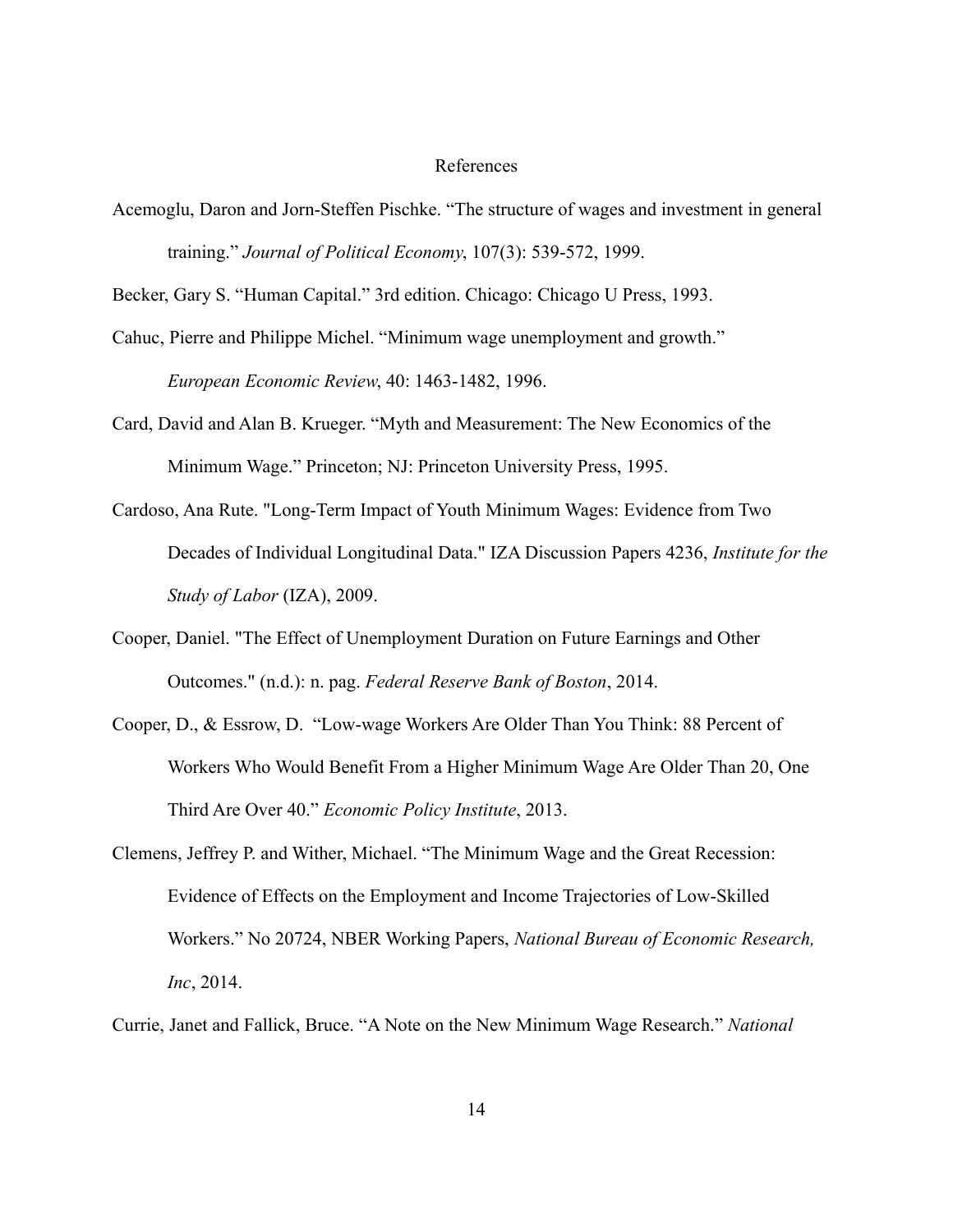# References

Acemoglu, Daron and Jorn-Steffen Pischke. “The structure of wages and investment in general training.” *Journal of Political Economy*, 107(3): 539-572, 1999.

Becker, Gary S. “Human Capital.” 3rd edition. Chicago: Chicago U Press, 1993.

Cahuc, Pierre and Philippe Michel. “Minimum wage unemployment and growth.” *European Economic Review*, 40: 1463-1482, 1996.

Card, David and Alan B. Krueger. “Myth and Measurement: The New Economics of the Minimum Wage.” Princeton; NJ: Princeton University Press, 1995.

Cardoso, Ana Rute. "Long-Term Impact of Youth Minimum Wages: Evidence from Two Decades of Individual Longitudinal Data." IZA Discussion Papers 4236, *Institute for the Study of Labor* (IZA), 2009.

Cooper, Daniel. "The Effect of Unemployment Duration on Future Earnings and Other Outcomes." (n.d.): n. pag. *Federal Reserve Bank of Boston*, 2014.

Cooper, D., & Essrow, D. “Low-wage Workers Are Older Than You Think: 88 Percent of Workers Who Would Benefit From a Higher Minimum Wage Are Older Than 20, One Third Are Over 40.” *Economic Policy Institute*, 2013.

Clemens, Jeffrey P. and Wither, Michael. “The Minimum Wage and the Great Recession: Evidence of Effects on the Employment and Income Trajectories of Low-Skilled Workers.” No 20724, NBER Working Papers, *National Bureau of Economic Research, Inc*, 2014.

Currie, Janet and Fallick, Bruce. “A Note on the New Minimum Wage Research.” *National*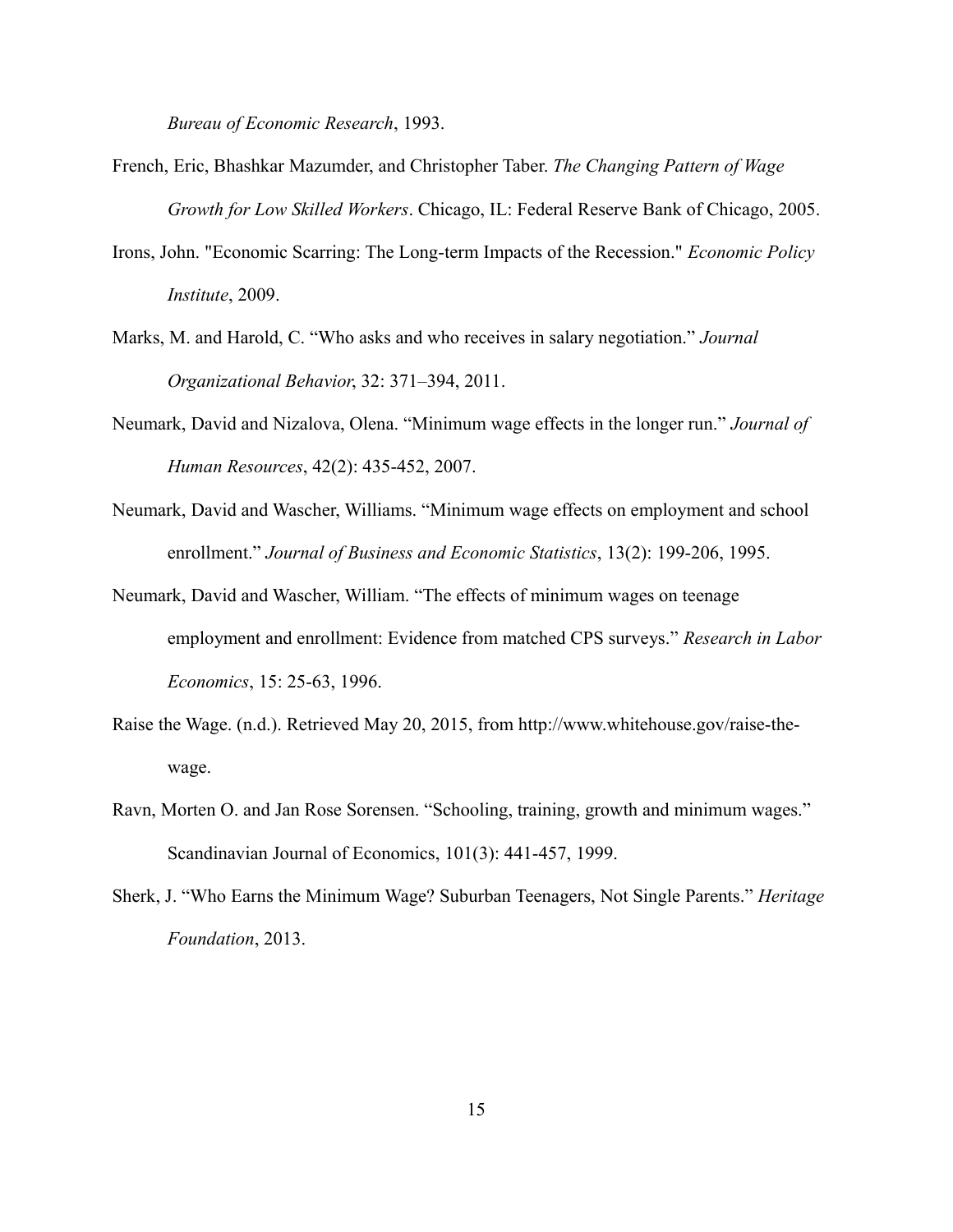*Bureau of Economic Research*, 1993.

French, Eric, Bhashkar Mazumder, and Christopher Taber. *The Changing Pattern of Wage Growth for Low Skilled Workers*. Chicago, IL: Federal Reserve Bank of Chicago, 2005.

Irons, John. "Economic Scarring: The Long-term Impacts of the Recession." *Economic Policy Institute*, 2009.

Marks, M. and Harold, C. "Who asks and who receives in salary negotiation." *Journal Organizational Behavior*, 32: 371–394, 2011.

Neumark, David and Nizalova, Olena. "Minimum wage effects in the longer run." *Journal of Human Resources*, 42(2): 435-452, 2007.

Neumark, David and Wascher, Williams. "Minimum wage effects on employment and school enrollment." *Journal of Business and Economic Statistics*, 13(2): 199-206, 1995.

Neumark, David and Wascher, William. "The effects of minimum wages on teenage employment and enrollment: Evidence from matched CPS surveys." *Research in Labor Economics*, 15: 25-63, 1996.

Raise the Wage. (n.d.). Retrieved May 20, 2015, from http://www.whitehouse.gov/raise-the-wage.

Ravn, Morten O. and Jan Rose Sorensen. "Schooling, training, growth and minimum wages." Scandinavian Journal of Economics, 101(3): 441-457, 1999.

Sherk, J. "Who Earns the Minimum Wage? Suburban Teenagers, Not Single Parents." *Heritage Foundation*, 2013.